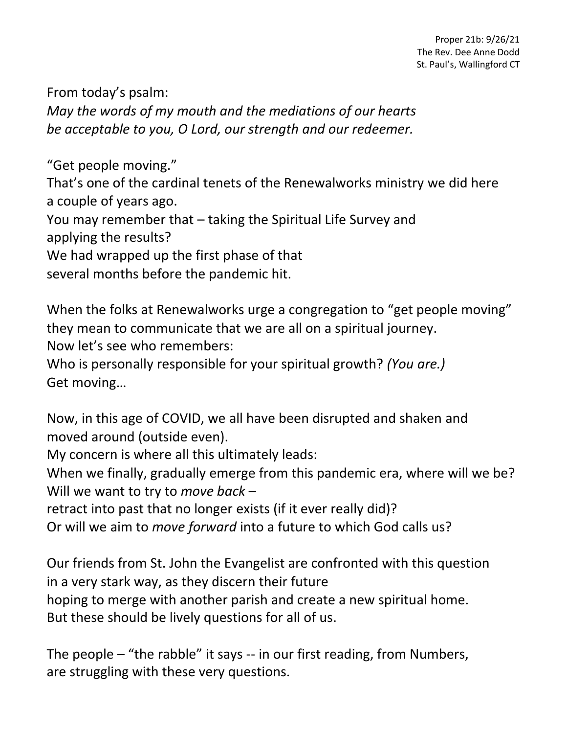Proper 21b: 9/26/21
The Rev. Dee Anne Dodd
St. Paul's, Wallingford CT

From today's psalm:
*May the words of my mouth and the mediations of our hearts*
*be acceptable to you, O Lord, our strength and our redeemer.*

"Get people moving."
That's one of the cardinal tenets of the Renewalworks ministry we did here
a couple of years ago.
You may remember that – taking the Spiritual Life Survey and
applying the results?
We had wrapped up the first phase of that
several months before the pandemic hit.

When the folks at Renewalworks urge a congregation to "get people moving"
they mean to communicate that we are all on a spiritual journey.
Now let's see who remembers:
Who is personally responsible for your spiritual growth? *(You are.)*
Get moving…

Now, in this age of COVID, we all have been disrupted and shaken and
moved around (outside even).
My concern is where all this ultimately leads:
When we finally, gradually emerge from this pandemic era, where will we be?
Will we want to try to *move back* –
retract into past that no longer exists (if it ever really did)?
Or will we aim to *move forward* into a future to which God calls us?

Our friends from St. John the Evangelist are confronted with this question
in a very stark way, as they discern their future
hoping to merge with another parish and create a new spiritual home.
But these should be lively questions for all of us.

The people – "the rabble" it says -- in our first reading, from Numbers,
are struggling with these very questions.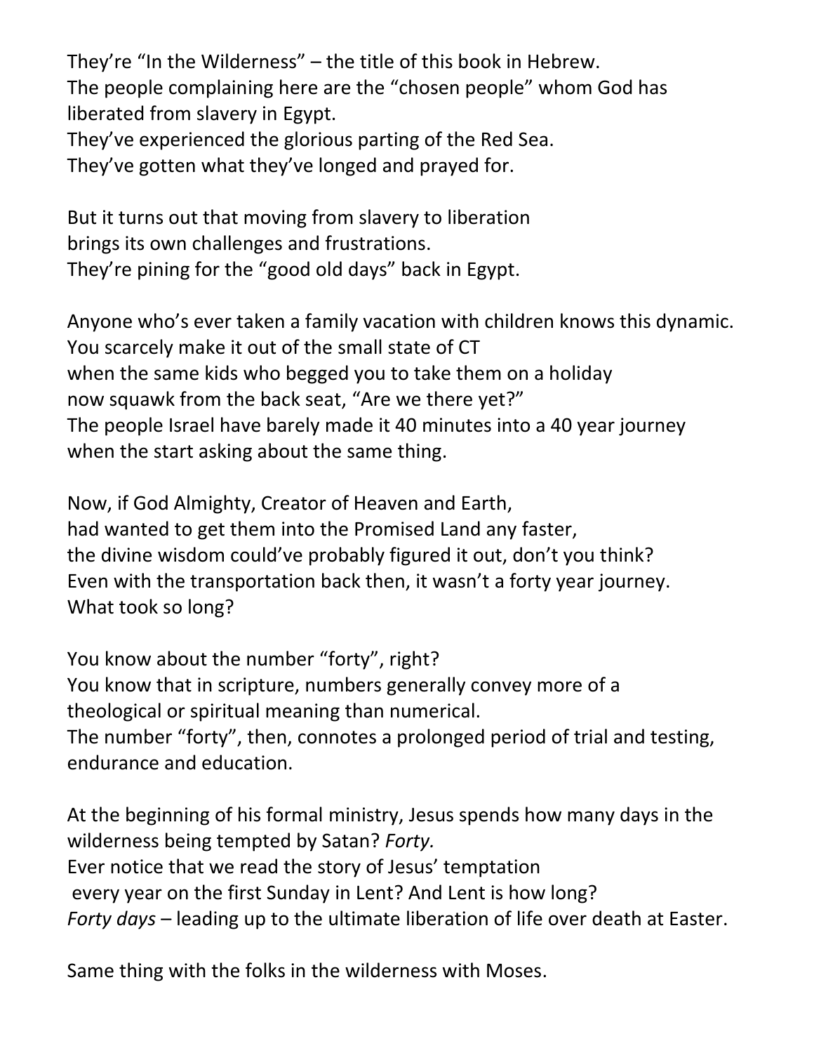They're "In the Wilderness" – the title of this book in Hebrew.
The people complaining here are the "chosen people" whom God has liberated from slavery in Egypt.
They've experienced the glorious parting of the Red Sea.
They've gotten what they've longed and prayed for.

But it turns out that moving from slavery to liberation
brings its own challenges and frustrations.
They're pining for the "good old days" back in Egypt.

Anyone who's ever taken a family vacation with children knows this dynamic.
You scarcely make it out of the small state of CT
when the same kids who begged you to take them on a holiday
now squawk from the back seat, "Are we there yet?"
The people Israel have barely made it 40 minutes into a 40 year journey
when the start asking about the same thing.

Now, if God Almighty, Creator of Heaven and Earth,
had wanted to get them into the Promised Land any faster,
the divine wisdom could've probably figured it out, don't you think?
Even with the transportation back then, it wasn't a forty year journey.
What took so long?

You know about the number "forty", right?
You know that in scripture, numbers generally convey more of a theological or spiritual meaning than numerical.
The number "forty", then, connotes a prolonged period of trial and testing, endurance and education.

At the beginning of his formal ministry, Jesus spends how many days in the wilderness being tempted by Satan? *Forty.*
Ever notice that we read the story of Jesus' temptation
every year on the first Sunday in Lent? And Lent is how long?
*Forty days* – leading up to the ultimate liberation of life over death at Easter.

Same thing with the folks in the wilderness with Moses.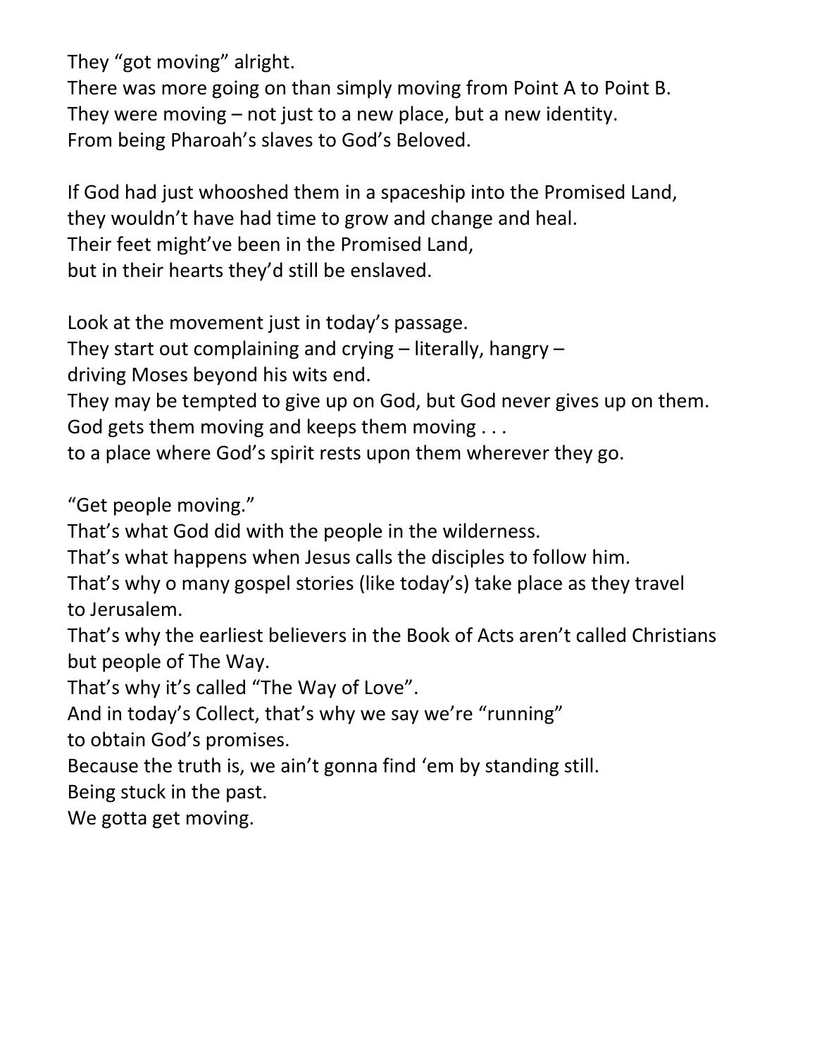They "got moving" alright.
There was more going on than simply moving from Point A to Point B.
They were moving – not just to a new place, but a new identity.
From being Pharoah's slaves to God's Beloved.

If God had just whooshed them in a spaceship into the Promised Land,
they wouldn't have had time to grow and change and heal.
Their feet might've been in the Promised Land,
but in their hearts they'd still be enslaved.

Look at the movement just in today's passage.
They start out complaining and crying – literally, hangry –
driving Moses beyond his wits end.
They may be tempted to give up on God, but God never gives up on them.
God gets them moving and keeps them moving . . .
to a place where God's spirit rests upon them wherever they go.

"Get people moving."
That's what God did with the people in the wilderness.
That's what happens when Jesus calls the disciples to follow him.
That's why o many gospel stories (like today's) take place as they travel to Jerusalem.
That's why the earliest believers in the Book of Acts aren't called Christians but people of The Way.
That's why it's called "The Way of Love".
And in today's Collect, that's why we say we're "running"
to obtain God's promises.
Because the truth is, we ain't gonna find 'em by standing still.
Being stuck in the past.
We gotta get moving.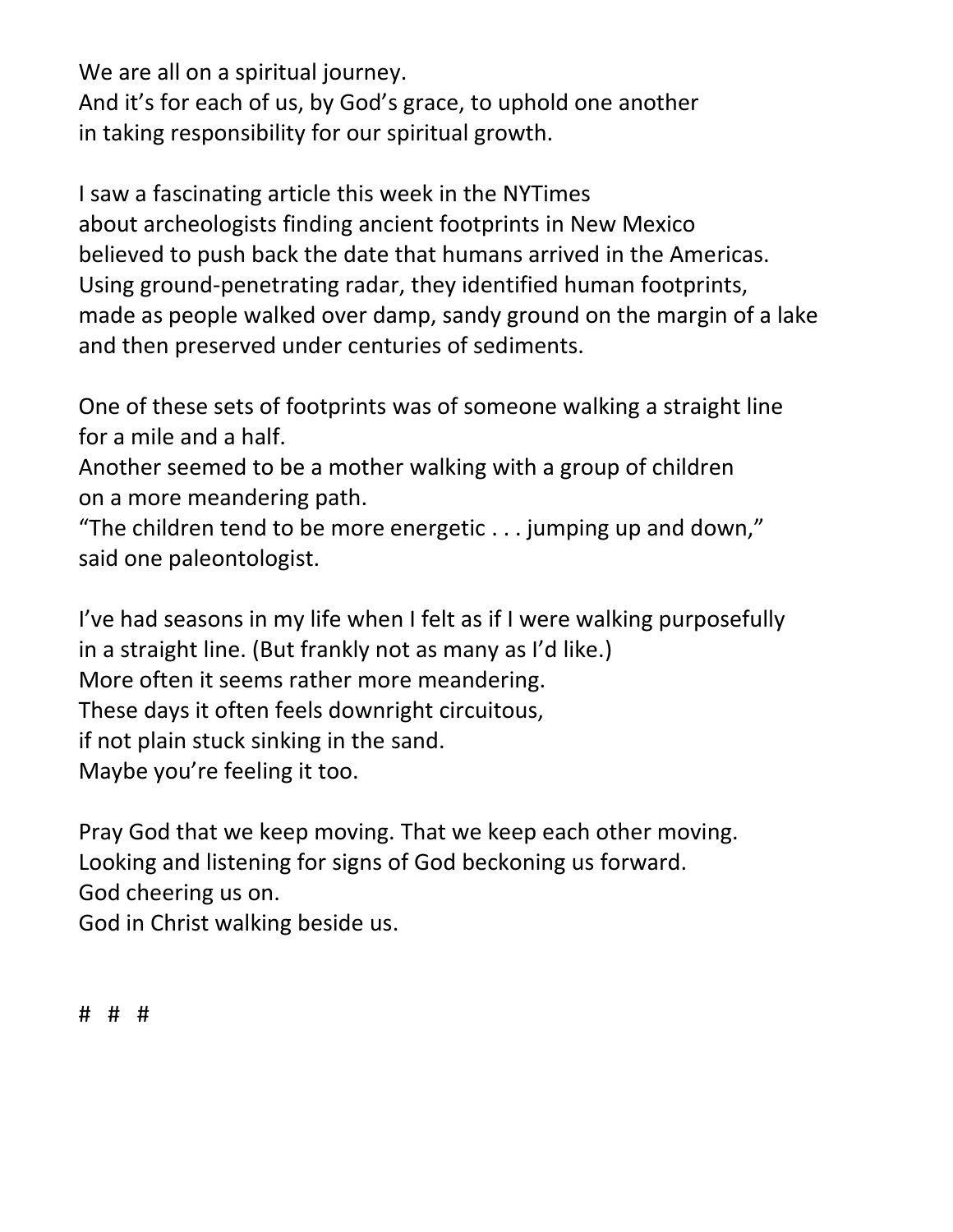We are all on a spiritual journey.
And it's for each of us, by God's grace, to uphold one another
in taking responsibility for our spiritual growth.

I saw a fascinating article this week in the NYTimes
about archeologists finding ancient footprints in New Mexico
believed to push back the date that humans arrived in the Americas.
Using ground-penetrating radar, they identified human footprints,
made as people walked over damp, sandy ground on the margin of a lake
and then preserved under centuries of sediments.

One of these sets of footprints was of someone walking a straight line
for a mile and a half.
Another seemed to be a mother walking with a group of children
on a more meandering path.
"The children tend to be more energetic . . . jumping up and down,"
said one paleontologist.

I've had seasons in my life when I felt as if I were walking purposefully
in a straight line. (But frankly not as many as I'd like.)
More often it seems rather more meandering.
These days it often feels downright circuitous,
if not plain stuck sinking in the sand.
Maybe you're feeling it too.

Pray God that we keep moving. That we keep each other moving.
Looking and listening for signs of God beckoning us forward.
God cheering us on.
God in Christ walking beside us.

\# # #